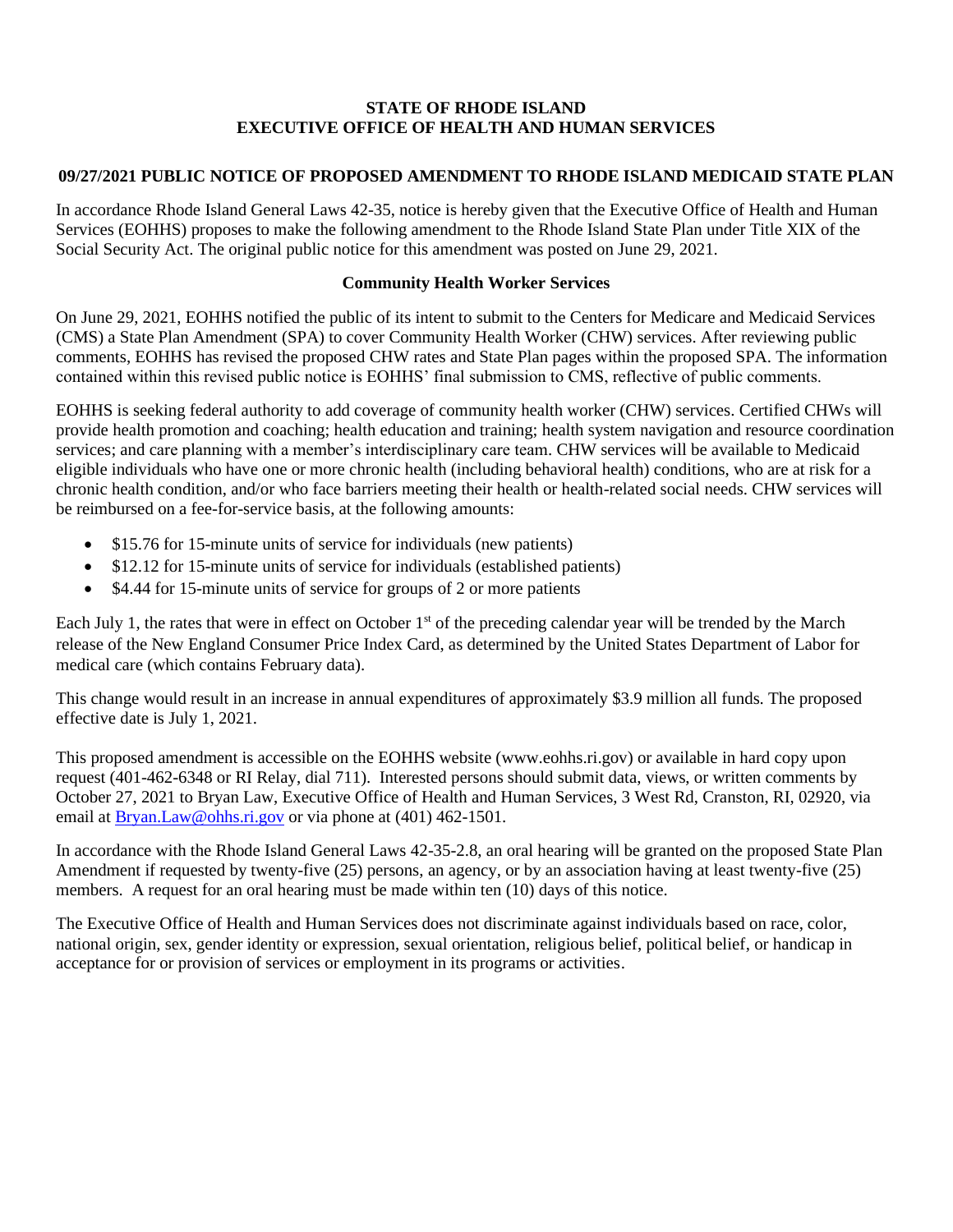**STATE OF RHODE ISLAND**
**EXECUTIVE OFFICE OF HEALTH AND HUMAN SERVICES**

**09/27/2021 PUBLIC NOTICE OF PROPOSED AMENDMENT TO RHODE ISLAND MEDICAID STATE PLAN**

In accordance Rhode Island General Laws 42-35, notice is hereby given that the Executive Office of Health and Human Services (EOHHS) proposes to make the following amendment to the Rhode Island State Plan under Title XIX of the Social Security Act. The original public notice for this amendment was posted on June 29, 2021.

**Community Health Worker Services**

On June 29, 2021, EOHHS notified the public of its intent to submit to the Centers for Medicare and Medicaid Services (CMS) a State Plan Amendment (SPA) to cover Community Health Worker (CHW) services. After reviewing public comments, EOHHS has revised the proposed CHW rates and State Plan pages within the proposed SPA. The information contained within this revised public notice is EOHHS' final submission to CMS, reflective of public comments.

EOHHS is seeking federal authority to add coverage of community health worker (CHW) services. Certified CHWs will provide health promotion and coaching; health education and training; health system navigation and resource coordination services; and care planning with a member's interdisciplinary care team. CHW services will be available to Medicaid eligible individuals who have one or more chronic health (including behavioral health) conditions, who are at risk for a chronic health condition, and/or who face barriers meeting their health or health-related social needs. CHW services will be reimbursed on a fee-for-service basis, at the following amounts:

- $15.76 for 15-minute units of service for individuals (new patients)
- $12.12 for 15-minute units of service for individuals (established patients)
- $4.44 for 15-minute units of service for groups of 2 or more patients

Each July 1, the rates that were in effect on October 1st of the preceding calendar year will be trended by the March release of the New England Consumer Price Index Card, as determined by the United States Department of Labor for medical care (which contains February data).

This change would result in an increase in annual expenditures of approximately $3.9 million all funds. The proposed effective date is July 1, 2021.

This proposed amendment is accessible on the EOHHS website (www.eohhs.ri.gov) or available in hard copy upon request (401-462-6348 or RI Relay, dial 711). Interested persons should submit data, views, or written comments by October 27, 2021 to Bryan Law, Executive Office of Health and Human Services, 3 West Rd, Cranston, RI, 02920, via email at Bryan.Law@ohhs.ri.gov or via phone at (401) 462-1501.

In accordance with the Rhode Island General Laws 42-35-2.8, an oral hearing will be granted on the proposed State Plan Amendment if requested by twenty-five (25) persons, an agency, or by an association having at least twenty-five (25) members. A request for an oral hearing must be made within ten (10) days of this notice.

The Executive Office of Health and Human Services does not discriminate against individuals based on race, color, national origin, sex, gender identity or expression, sexual orientation, religious belief, political belief, or handicap in acceptance for or provision of services or employment in its programs or activities.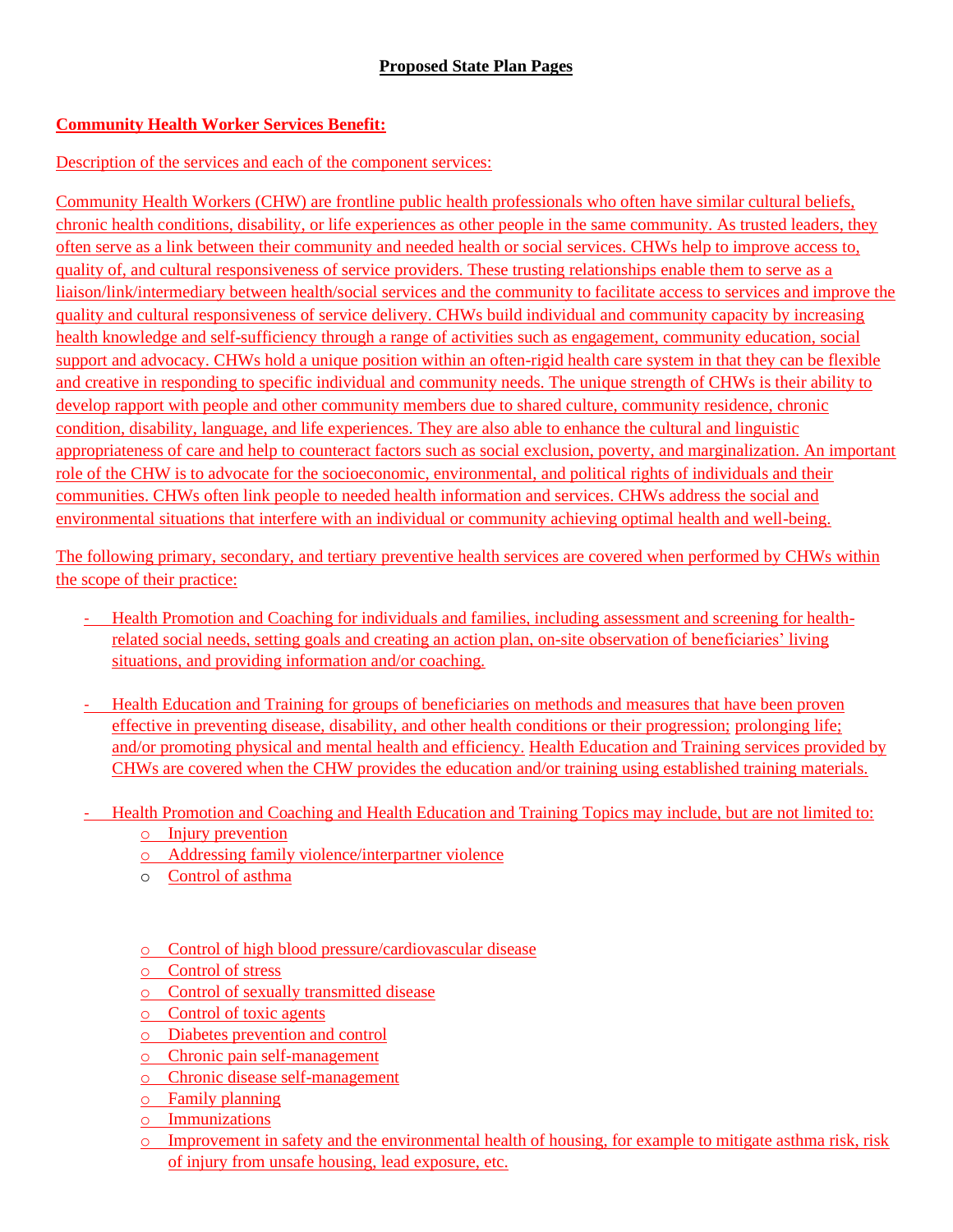**Proposed State Plan Pages**

**Community Health Worker Services Benefit:**

Description of the services and each of the component services:

Community Health Workers (CHW) are frontline public health professionals who often have similar cultural beliefs, chronic health conditions, disability, or life experiences as other people in the same community. As trusted leaders, they often serve as a link between their community and needed health or social services. CHWs help to improve access to, quality of, and cultural responsiveness of service providers. These trusting relationships enable them to serve as a liaison/link/intermediary between health/social services and the community to facilitate access to services and improve the quality and cultural responsiveness of service delivery. CHWs build individual and community capacity by increasing health knowledge and self-sufficiency through a range of activities such as engagement, community education, social support and advocacy. CHWs hold a unique position within an often-rigid health care system in that they can be flexible and creative in responding to specific individual and community needs. The unique strength of CHWs is their ability to develop rapport with people and other community members due to shared culture, community residence, chronic condition, disability, language, and life experiences. They are also able to enhance the cultural and linguistic appropriateness of care and help to counteract factors such as social exclusion, poverty, and marginalization. An important role of the CHW is to advocate for the socioeconomic, environmental, and political rights of individuals and their communities. CHWs often link people to needed health information and services. CHWs address the social and environmental situations that interfere with an individual or community achieving optimal health and well-being.

The following primary, secondary, and tertiary preventive health services are covered when performed by CHWs within the scope of their practice:

- Health Promotion and Coaching for individuals and families, including assessment and screening for health-related social needs, setting goals and creating an action plan, on-site observation of beneficiaries' living situations, and providing information and/or coaching.

- Health Education and Training for groups of beneficiaries on methods and measures that have been proven effective in preventing disease, disability, and other health conditions or their progression; prolonging life; and/or promoting physical and mental health and efficiency. Health Education and Training services provided by CHWs are covered when the CHW provides the education and/or training using established training materials.

- Health Promotion and Coaching and Health Education and Training Topics may include, but are not limited to:
  - Injury prevention
  - Addressing family violence/interpartner violence
  - Control of asthma
  - Control of high blood pressure/cardiovascular disease
  - Control of stress
  - Control of sexually transmitted disease
  - Control of toxic agents
  - Diabetes prevention and control
  - Chronic pain self-management
  - Chronic disease self-management
  - Family planning
  - Immunizations
  - Improvement in safety and the environmental health of housing, for example to mitigate asthma risk, risk of injury from unsafe housing, lead exposure, etc.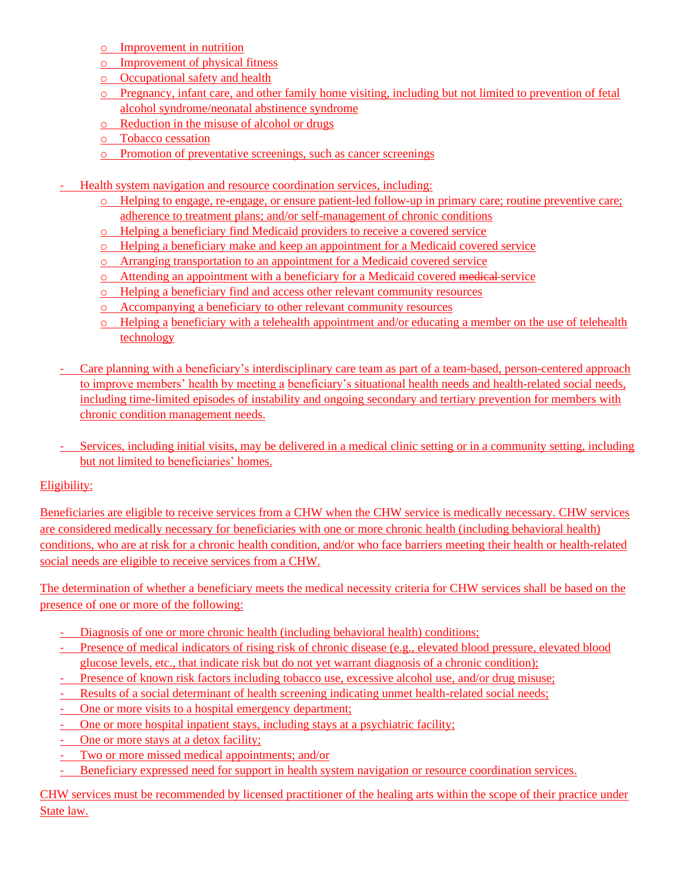- Improvement in nutrition
    - Improvement of physical fitness
    - Occupational safety and health
    - Pregnancy, infant care, and other family home visiting, including but not limited to prevention of fetal alcohol syndrome/neonatal abstinence syndrome
    - Reduction in the misuse of alcohol or drugs
    - Tobacco cessation
    - Promotion of preventative screenings, such as cancer screenings

- Health system navigation and resource coordination services, including:
    - Helping to engage, re-engage, or ensure patient-led follow-up in primary care; routine preventive care; adherence to treatment plans; and/or self-management of chronic conditions
    - Helping a beneficiary find Medicaid providers to receive a covered service
    - Helping a beneficiary make and keep an appointment for a Medicaid covered service
    - Arranging transportation to an appointment for a Medicaid covered service
    - Attending an appointment with a beneficiary for a Medicaid covered ~~medical~~ service
    - Helping a beneficiary find and access other relevant community resources
    - Accompanying a beneficiary to other relevant community resources
    - Helping a beneficiary with a telehealth appointment and/or educating a member on the use of telehealth technology

- Care planning with a beneficiary's interdisciplinary care team as part of a team-based, person-centered approach to improve members' health by meeting a beneficiary's situational health needs and health-related social needs, including time-limited episodes of instability and ongoing secondary and tertiary prevention for members with chronic condition management needs.

- Services, including initial visits, may be delivered in a medical clinic setting or in a community setting, including but not limited to beneficiaries' homes.

Eligibility:

Beneficiaries are eligible to receive services from a CHW when the CHW service is medically necessary. CHW services are considered medically necessary for beneficiaries with one or more chronic health (including behavioral health) conditions, who are at risk for a chronic health condition, and/or who face barriers meeting their health or health-related social needs are eligible to receive services from a CHW.

The determination of whether a beneficiary meets the medical necessity criteria for CHW services shall be based on the presence of one or more of the following:

- Diagnosis of one or more chronic health (including behavioral health) conditions;
- Presence of medical indicators of rising risk of chronic disease (e.g., elevated blood pressure, elevated blood glucose levels, etc., that indicate risk but do not yet warrant diagnosis of a chronic condition);
- Presence of known risk factors including tobacco use, excessive alcohol use, and/or drug misuse;
- Results of a social determinant of health screening indicating unmet health-related social needs;
- One or more visits to a hospital emergency department;
- One or more hospital inpatient stays, including stays at a psychiatric facility;
- One or more stays at a detox facility;
- Two or more missed medical appointments; and/or
- Beneficiary expressed need for support in health system navigation or resource coordination services.

CHW services must be recommended by licensed practitioner of the healing arts within the scope of their practice under State law.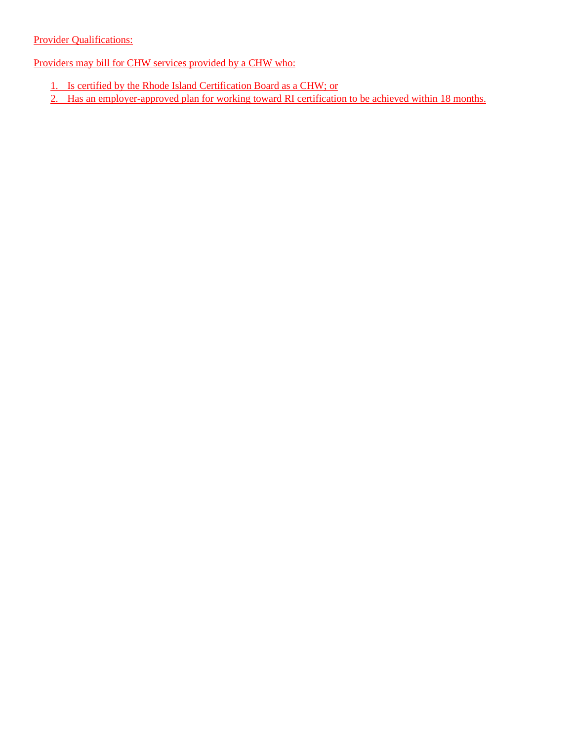Provider Qualifications:

Providers may bill for CHW services provided by a CHW who:

1. Is certified by the Rhode Island Certification Board as a CHW; or
2. Has an employer-approved plan for working toward RI certification to be achieved within 18 months.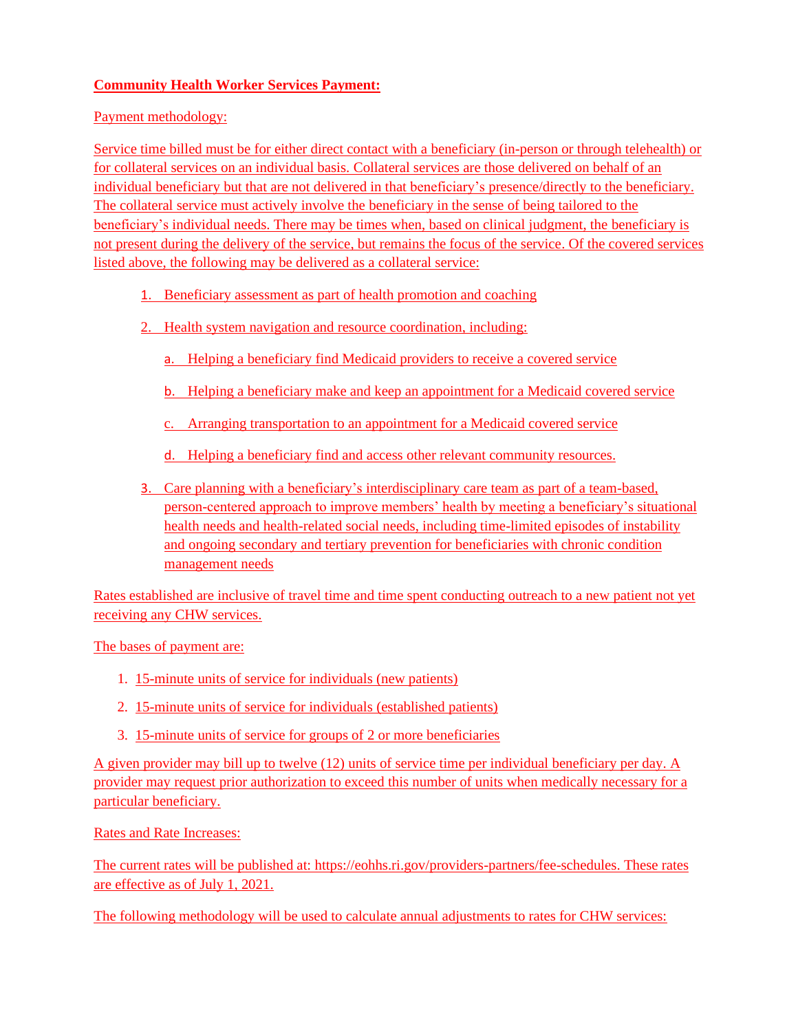**Community Health Worker Services Payment:**

Payment methodology:

Service time billed must be for either direct contact with a beneficiary (in-person or through telehealth) or for collateral services on an individual basis. Collateral services are those delivered on behalf of an individual beneficiary but that are not delivered in that beneficiary's presence/directly to the beneficiary. The collateral service must actively involve the beneficiary in the sense of being tailored to the beneficiary's individual needs. There may be times when, based on clinical judgment, the beneficiary is not present during the delivery of the service, but remains the focus of the service. Of the covered services listed above, the following may be delivered as a collateral service:

1. Beneficiary assessment as part of health promotion and coaching
2. Health system navigation and resource coordination, including:
   a. Helping a beneficiary find Medicaid providers to receive a covered service
   b. Helping a beneficiary make and keep an appointment for a Medicaid covered service
   c. Arranging transportation to an appointment for a Medicaid covered service
   d. Helping a beneficiary find and access other relevant community resources.
3. Care planning with a beneficiary's interdisciplinary care team as part of a team-based, person-centered approach to improve members' health by meeting a beneficiary's situational health needs and health-related social needs, including time-limited episodes of instability and ongoing secondary and tertiary prevention for beneficiaries with chronic condition management needs

Rates established are inclusive of travel time and time spent conducting outreach to a new patient not yet receiving any CHW services.

The bases of payment are:

1. 15-minute units of service for individuals (new patients)
2. 15-minute units of service for individuals (established patients)
3. 15-minute units of service for groups of 2 or more beneficiaries

A given provider may bill up to twelve (12) units of service time per individual beneficiary per day. A provider may request prior authorization to exceed this number of units when medically necessary for a particular beneficiary.

Rates and Rate Increases:

The current rates will be published at: https://eohhs.ri.gov/providers-partners/fee-schedules. These rates are effective as of July 1, 2021.

The following methodology will be used to calculate annual adjustments to rates for CHW services: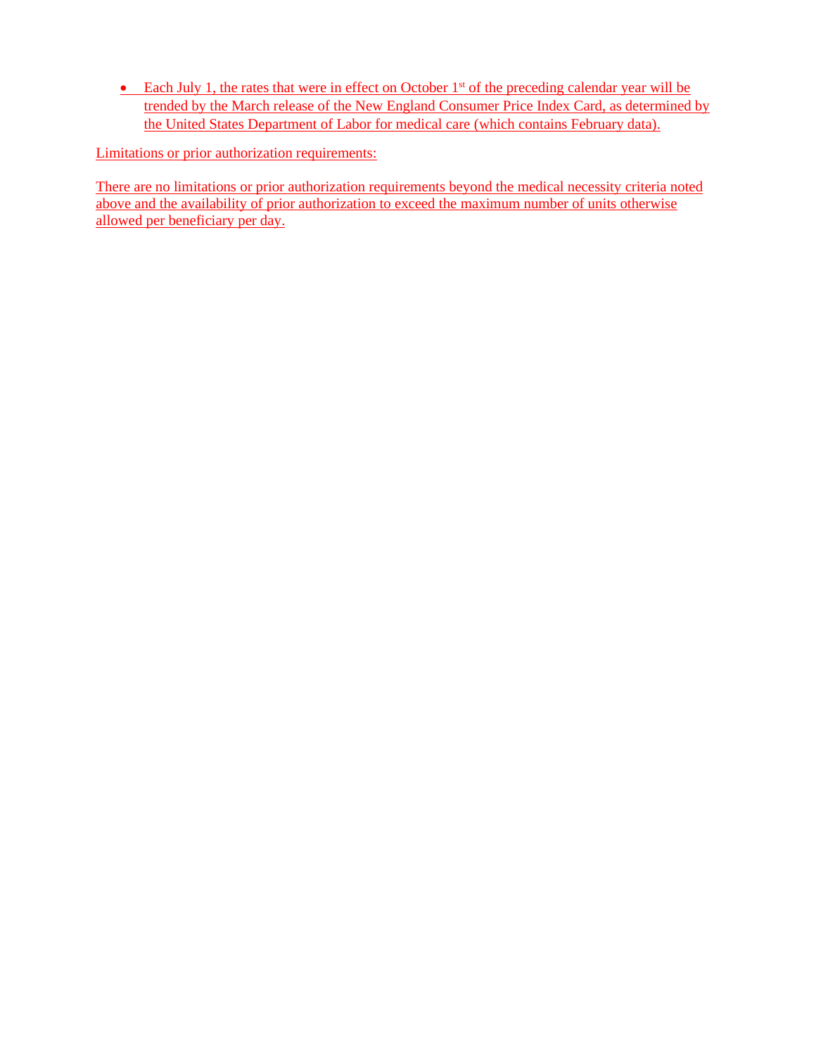- Each July 1, the rates that were in effect on October 1st of the preceding calendar year will be trended by the March release of the New England Consumer Price Index Card, as determined by the United States Department of Labor for medical care (which contains February data).

Limitations or prior authorization requirements:

There are no limitations or prior authorization requirements beyond the medical necessity criteria noted above and the availability of prior authorization to exceed the maximum number of units otherwise allowed per beneficiary per day.